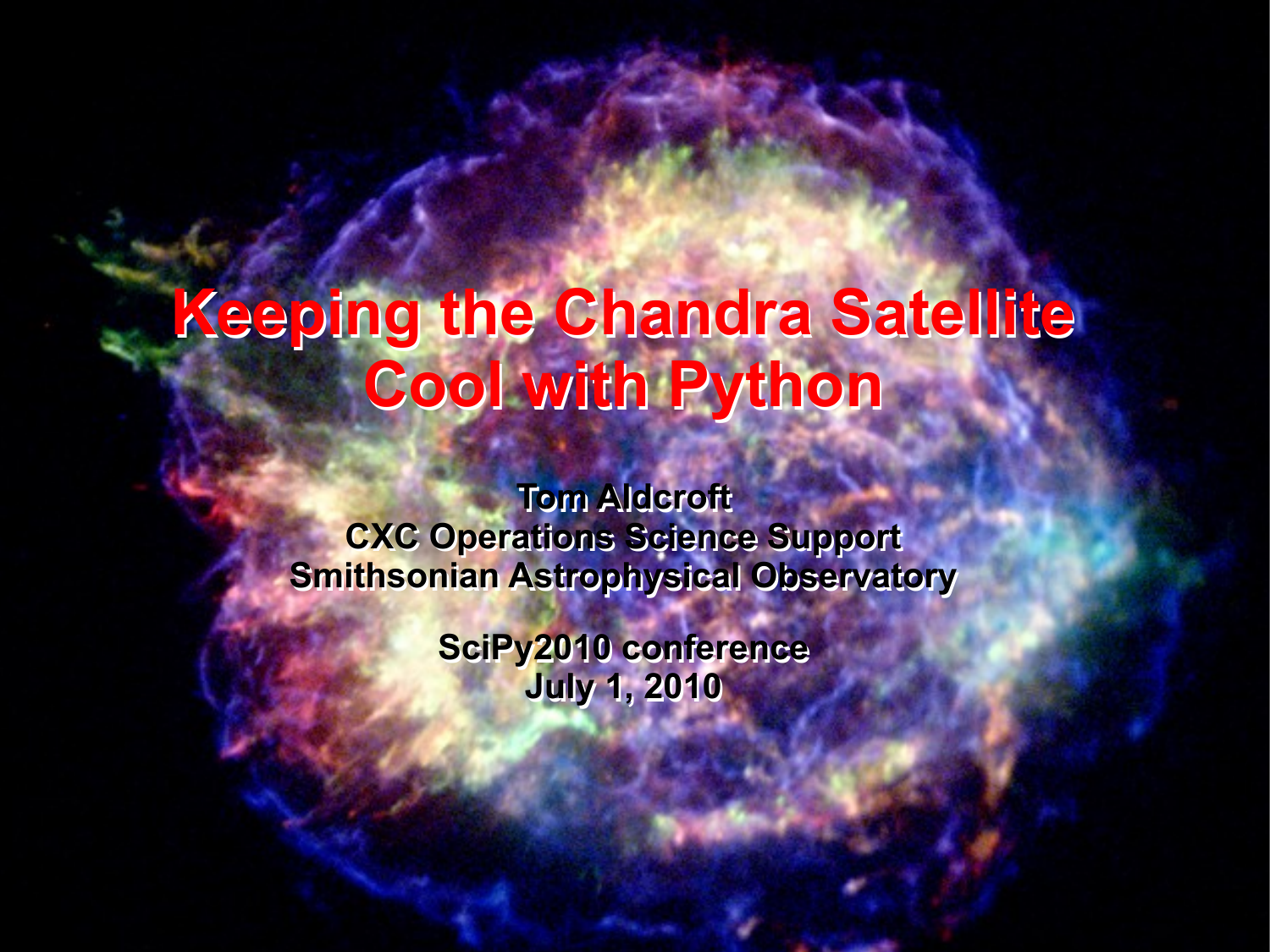# Keeping the Chandra Satellite Cool with Python

**Tom Aldcroft**
**CXC Operations Science Support**
**Smithsonian Astrophysical Observatory**

**SciPy2010 conference**
**July 1, 2010**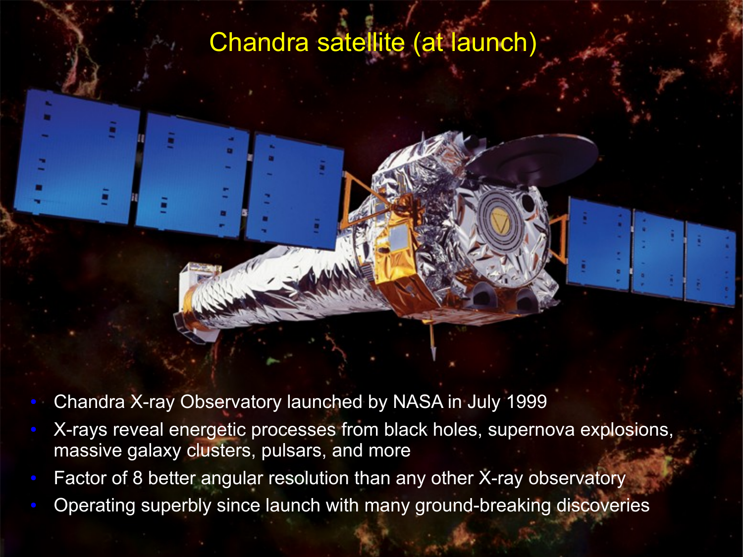# Chandra satellite (at launch)

- Chandra X-ray Observatory launched by NASA in July 1999
- X-rays reveal energetic processes from black holes, supernova explosions, massive galaxy clusters, pulsars, and more
- Factor of 8 better angular resolution than any other X-ray observatory
- Operating superbly since launch with many ground-breaking discoveries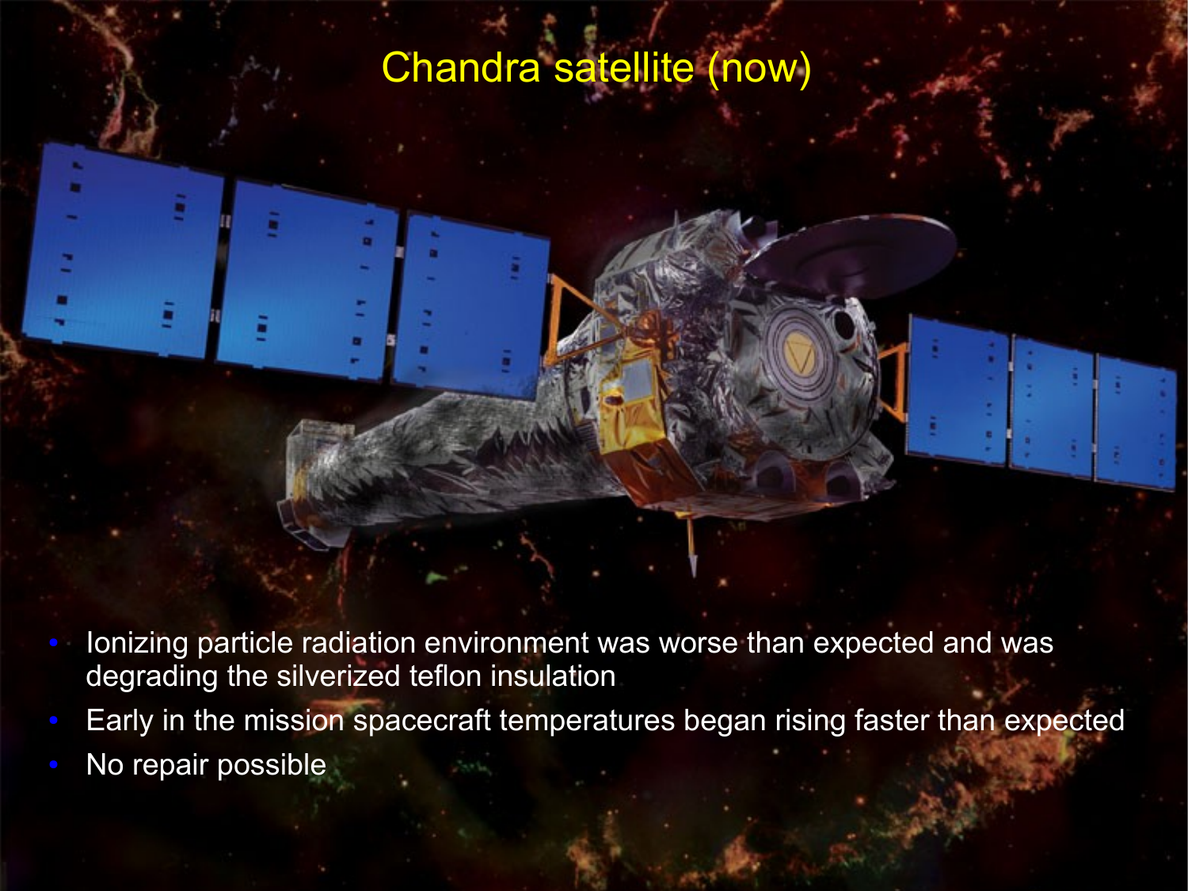# Chandra satellite (now)

- Ionizing particle radiation environment was worse than expected and was degrading the silverized teflon insulation
- Early in the mission spacecraft temperatures began rising faster than expected
- No repair possible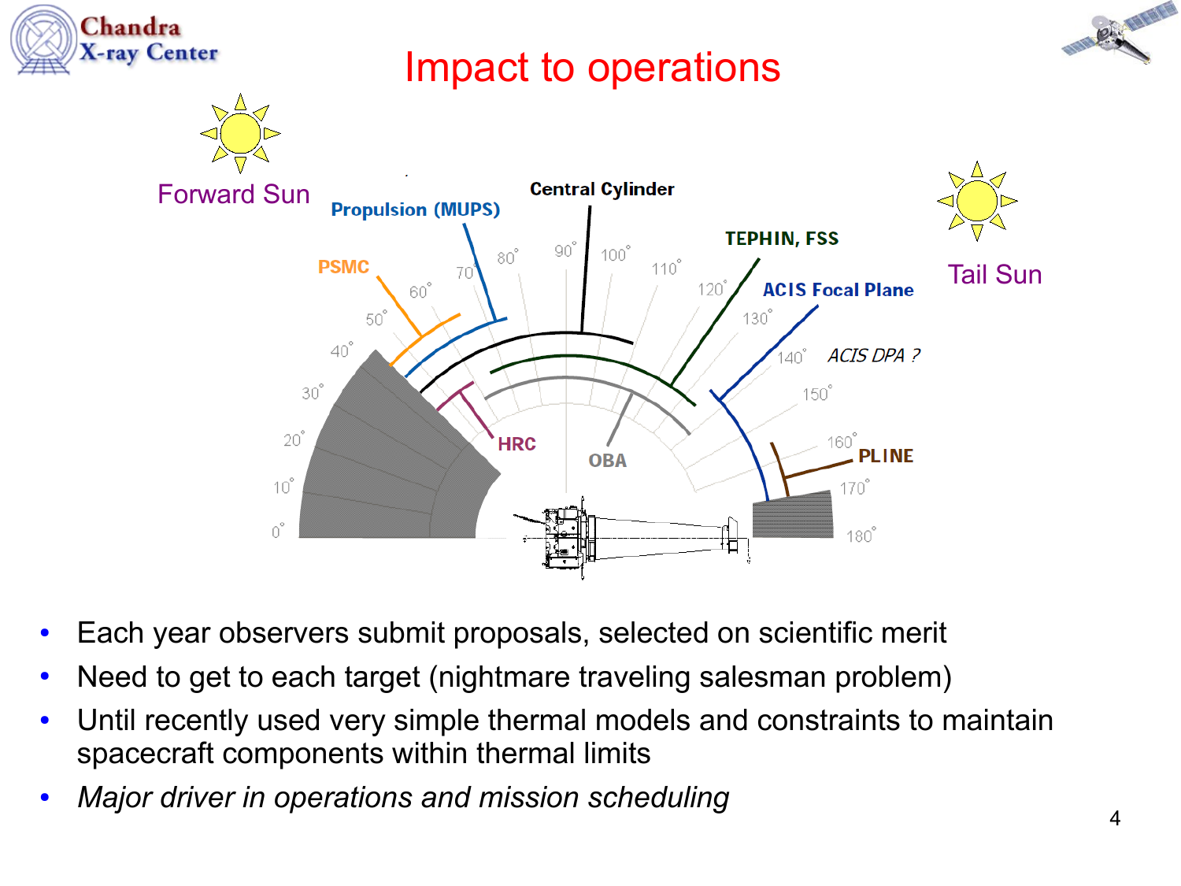# Impact to operations

- Each year observers submit proposals, selected on scientific merit
- Need to get to each target (nightmare traveling salesman problem)
- Until recently used very simple thermal models and constraints to maintain spacecraft components within thermal limits
- *Major driver in operations and mission scheduling*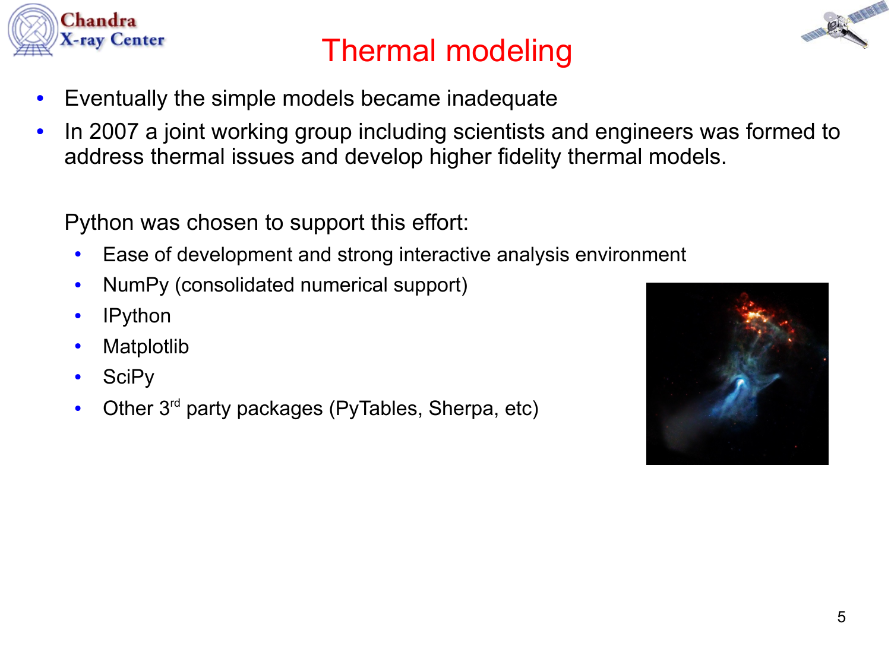# Thermal modeling

- Eventually the simple models became inadequate
- In 2007 a joint working group including scientists and engineers was formed to address thermal issues and develop higher fidelity thermal models.

Python was chosen to support this effort:

- Ease of development and strong interactive analysis environment
- NumPy (consolidated numerical support)
- IPython
- Matplotlib
- SciPy
- Other 3rd party packages (PyTables, Sherpa, etc)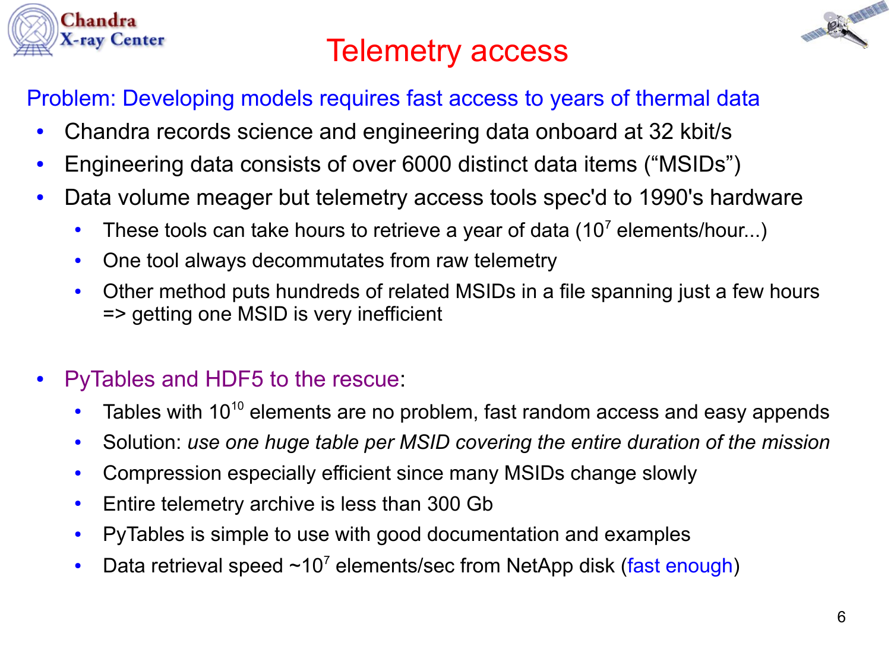# Telemetry access

Problem: Developing models requires fast access to years of thermal data

- Chandra records science and engineering data onboard at 32 kbit/s
- Engineering data consists of over 6000 distinct data items (“MSIDs”)
- Data volume meager but telemetry access tools spec'd to 1990's hardware
  - These tools can take hours to retrieve a year of data ($10^7$ elements/hour...)
  - One tool always decommutates from raw telemetry
  - Other method puts hundreds of related MSIDs in a file spanning just a few hours => getting one MSID is very inefficient

- PyTables and HDF5 to the rescue:
  - Tables with $10^{10}$ elements are no problem, fast random access and easy appends
  - Solution: *use one huge table per MSID covering the entire duration of the mission*
  - Compression especially efficient since many MSIDs change slowly
  - Entire telemetry archive is less than 300 Gb
  - PyTables is simple to use with good documentation and examples
  - Data retrieval speed ~$10^7$ elements/sec from NetApp disk (fast enough)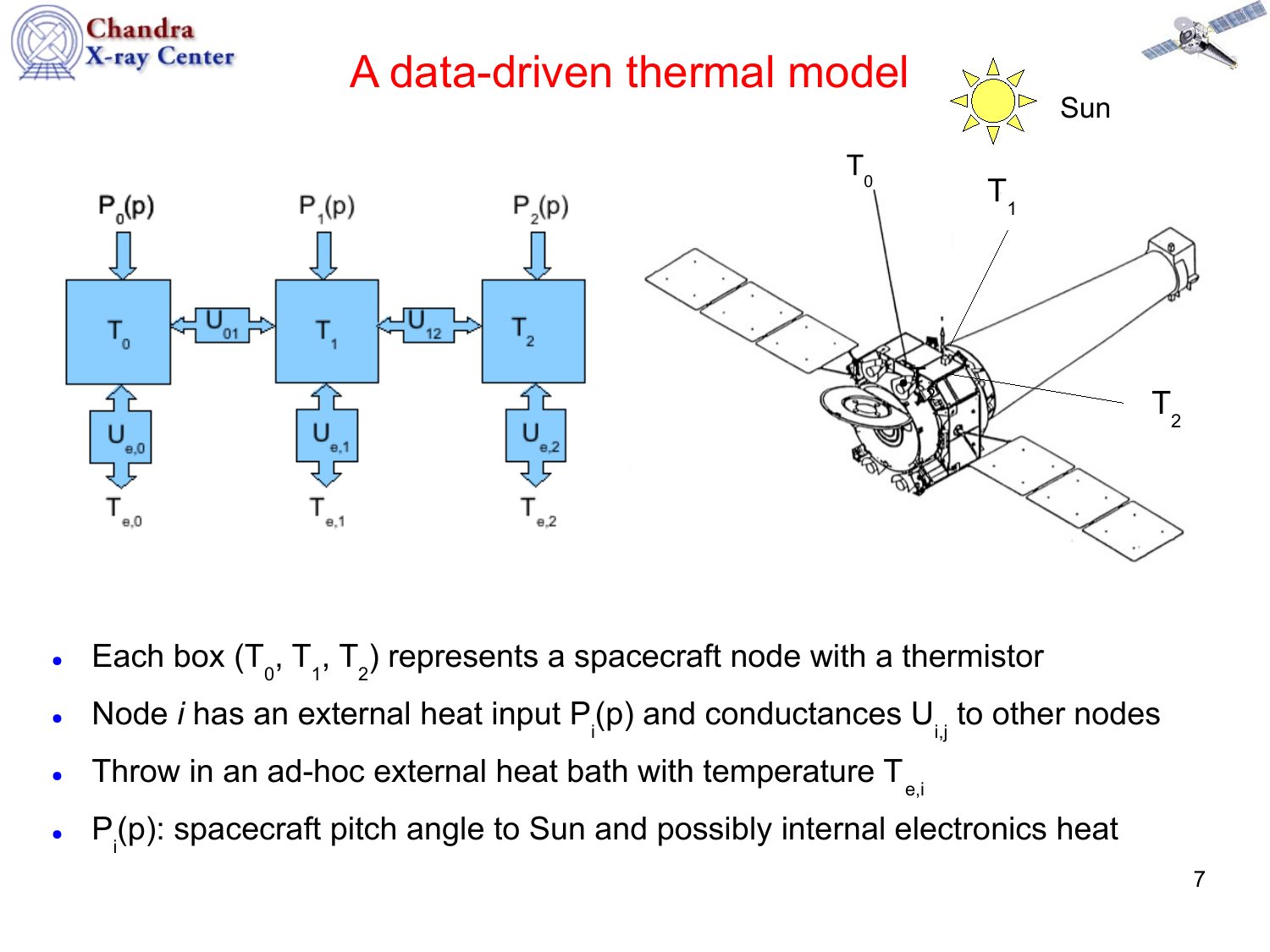# A data-driven thermal model

- Each box ($T_0$, $T_1$, $T_2$) represents a spacecraft node with a thermistor
- Node *i* has an external heat input $P_i(p)$ and conductances $U_{i,j}$ to other nodes
- Throw in an ad-hoc external heat bath with temperature $T_{e,i}$
- $P_i(p)$: spacecraft pitch angle to Sun and possibly internal electronics heat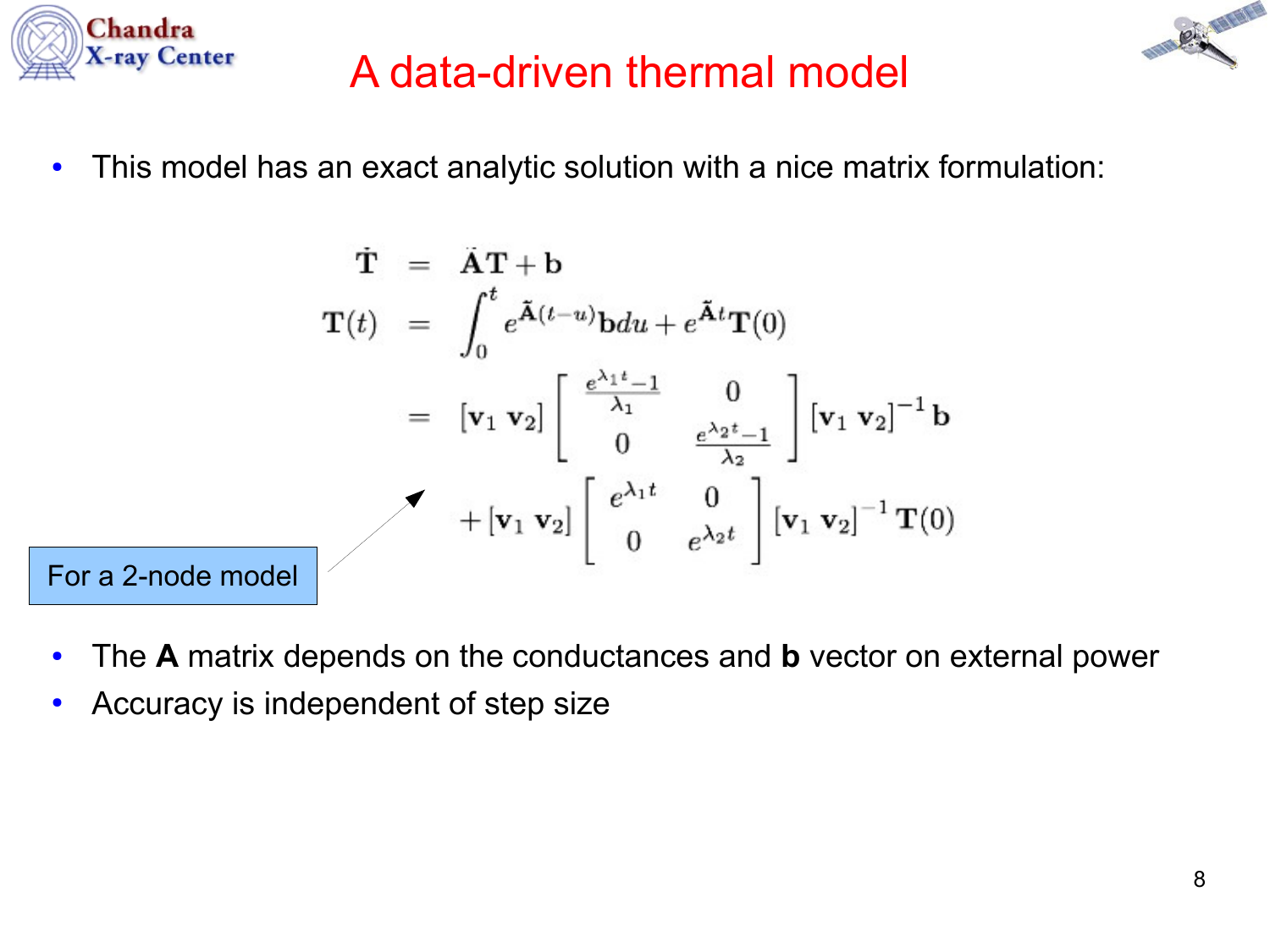# A data-driven thermal model

- This model has an exact analytic solution with a nice matrix formulation:

$$
\begin{aligned}
\dot{\mathbf{T}} &= \tilde{\mathbf{A}}\mathbf{T} + \mathbf{b} \\
\mathbf{T}(t) &= \int_0^t e^{\tilde{\mathbf{A}}(t-u)}\mathbf{b}du + e^{\tilde{\mathbf{A}}t}\mathbf{T}(0) \\
&= [\mathbf{v}_1\ \mathbf{v}_2]\begin{bmatrix} \frac{e^{\lambda_1 t}-1}{\lambda_1} & 0 \\ 0 & \frac{e^{\lambda_2 t}-1}{\lambda_2} \end{bmatrix}[\mathbf{v}_1\ \mathbf{v}_2]^{-1}\mathbf{b} \\
&\quad + [\mathbf{v}_1\ \mathbf{v}_2]\begin{bmatrix} e^{\lambda_1 t} & 0 \\ 0 & e^{\lambda_2 t} \end{bmatrix}[\mathbf{v}_1\ \mathbf{v}_2]^{-1}\mathbf{T}(0)
\end{aligned}
$$

For a 2-node model

- The **A** matrix depends on the conductances and **b** vector on external power
- Accuracy is independent of step size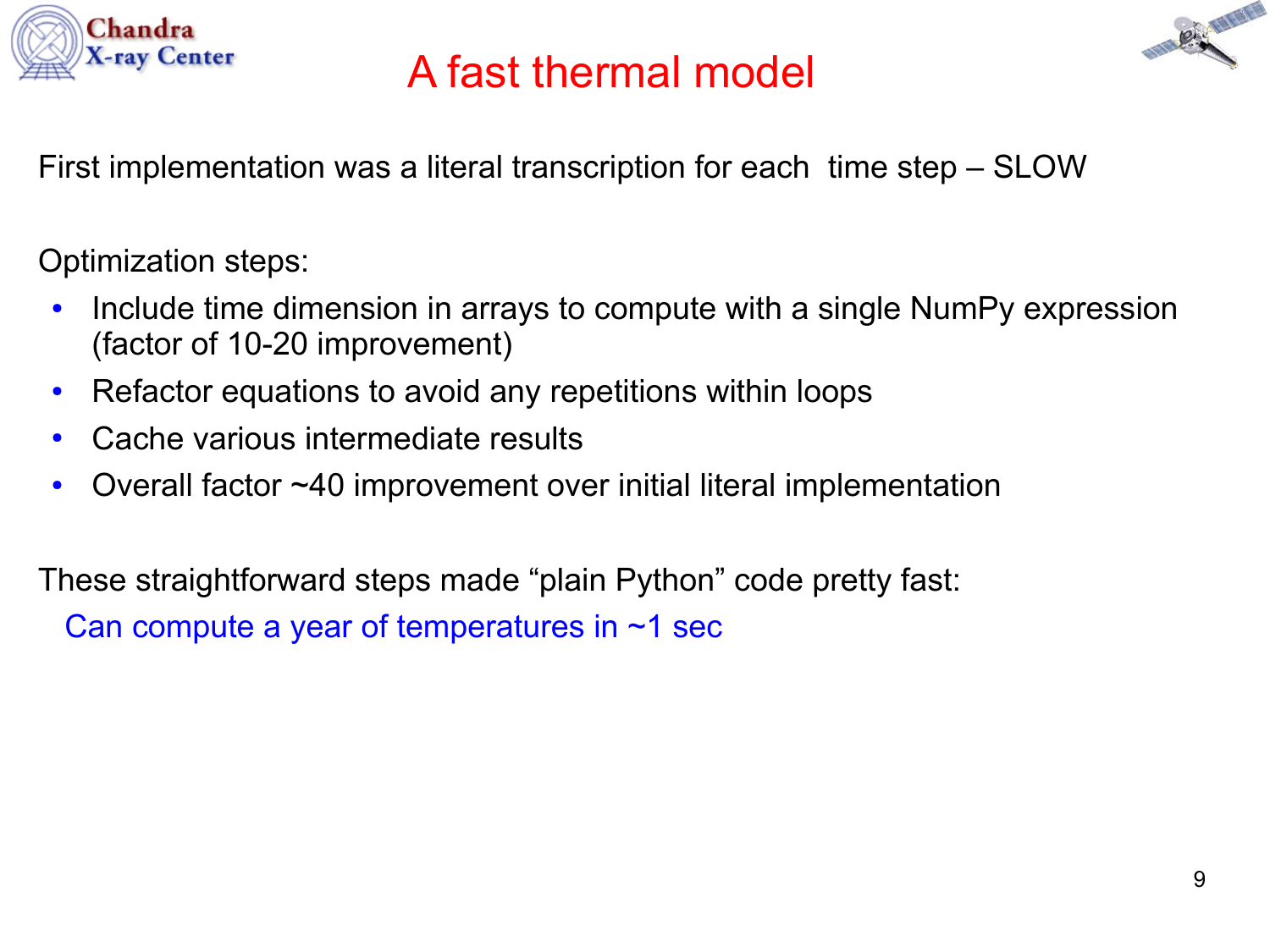# A fast thermal model

First implementation was a literal transcription for each time step – SLOW

Optimization steps:

- Include time dimension in arrays to compute with a single NumPy expression (factor of 10-20 improvement)
- Refactor equations to avoid any repetitions within loops
- Cache various intermediate results
- Overall factor ~40 improvement over initial literal implementation

These straightforward steps made “plain Python” code pretty fast:

Can compute a year of temperatures in ~1 sec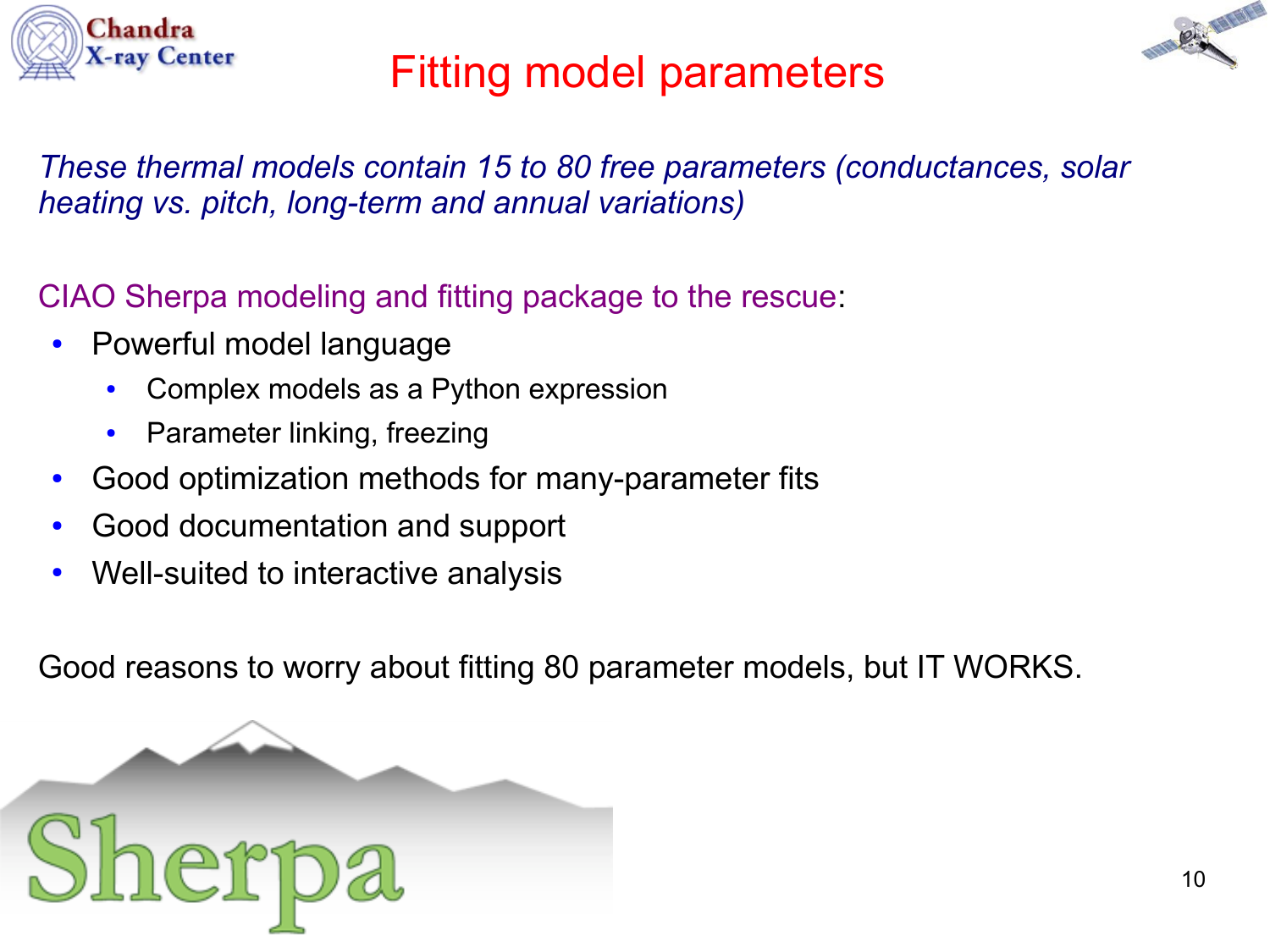# Fitting model parameters

*These thermal models contain 15 to 80 free parameters (conductances, solar heating vs. pitch, long-term and annual variations)*

CIAO Sherpa modeling and fitting package to the rescue:

- Powerful model language
  - Complex models as a Python expression
  - Parameter linking, freezing
- Good optimization methods for many-parameter fits
- Good documentation and support
- Well-suited to interactive analysis

Good reasons to worry about fitting 80 parameter models, but IT WORKS.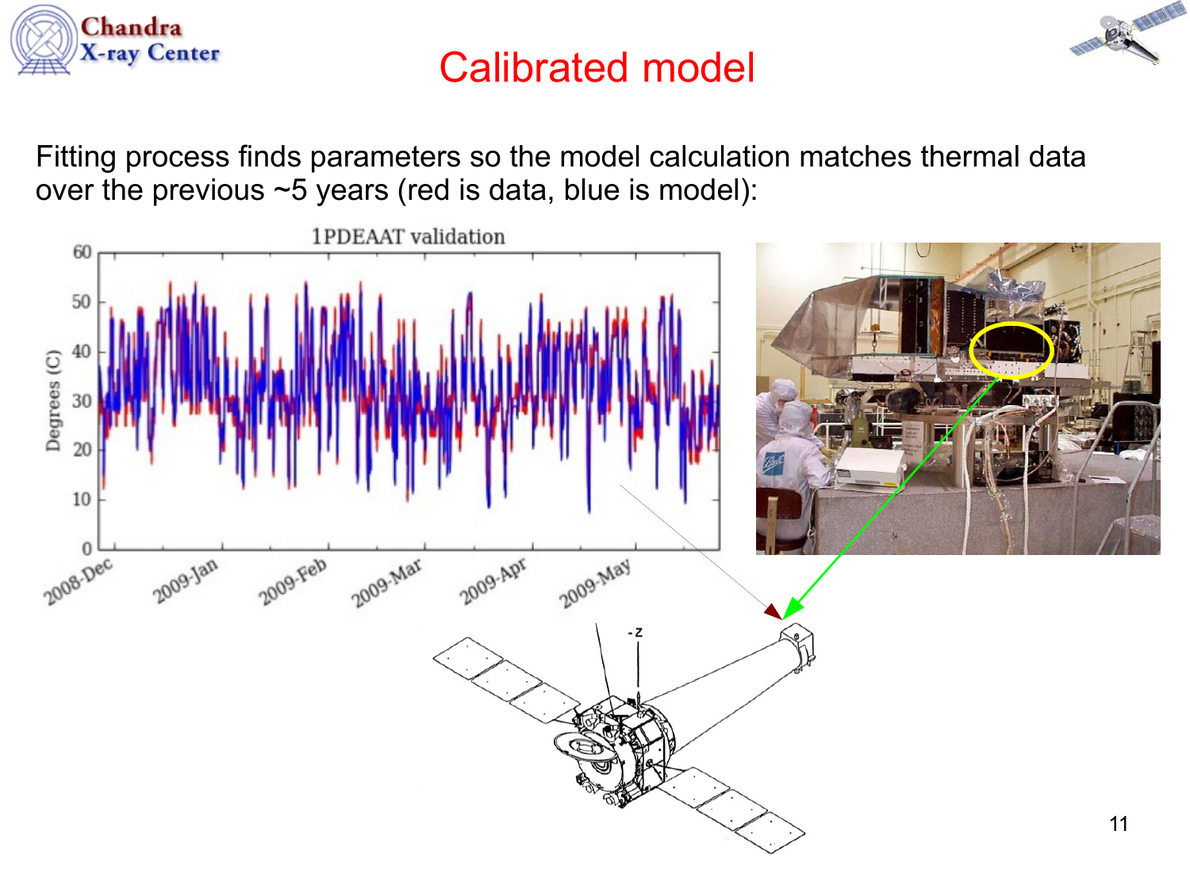# Calibrated model

Fitting process finds parameters so the model calculation matches thermal data over the previous ~5 years (red is data, blue is model):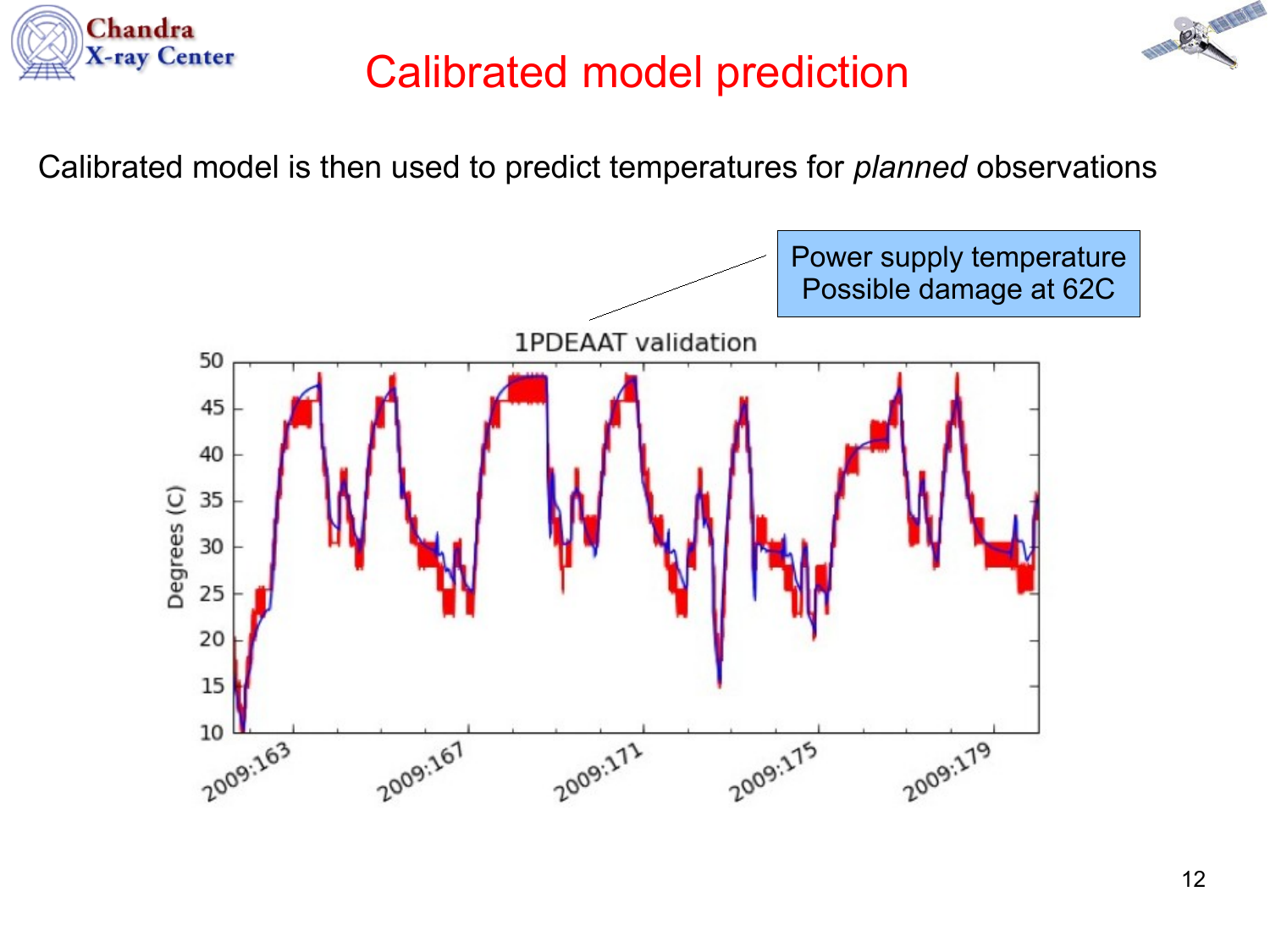# Calibrated model prediction

Calibrated model is then used to predict temperatures for *planned* observations

Power supply temperature
Possible damage at 62C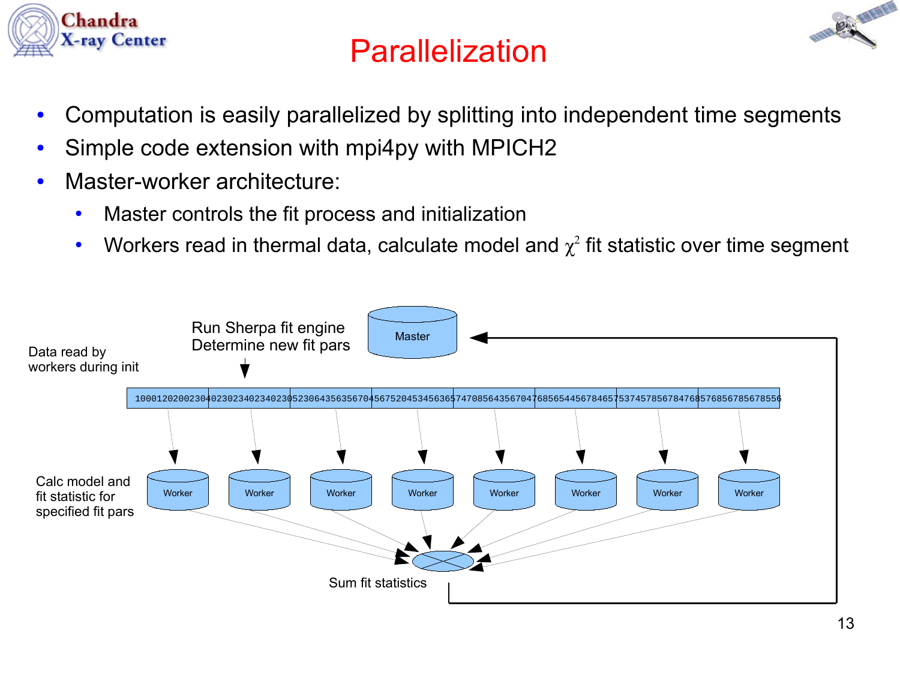# Parallelization

- Computation is easily parallelized by splitting into independent time segments
- Simple code extension with mpi4py with MPICH2
- Master-worker architecture:
  - Master controls the fit process and initialization
  - Workers read in thermal data, calculate model and $\chi^2$ fit statistic over time segment

Data read by workers during init

Run Sherpa fit engine
Determine new fit pars

Master

1000120200230402302340234023052306435635670456752045345636574708564356704768565445678465753745785678476857685678567855 6

Calc model and fit statistic for specified fit pars

Worker | Worker | Worker | Worker | Worker | Worker | Worker | Worker

Sum fit statistics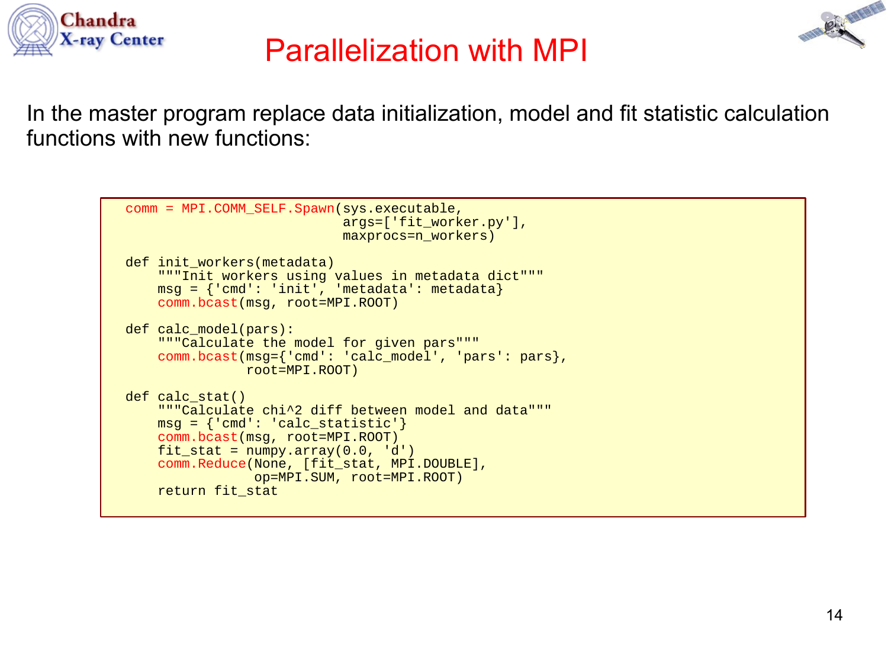# Parallelization with MPI

In the master program replace data initialization, model and fit statistic calculation functions with new functions:

```
comm = MPI.COMM_SELF.Spawn(sys.executable,
                           args=['fit_worker.py'],
                           maxprocs=n_workers)

def init_workers(metadata)
    """Init workers using values in metadata dict"""
    msg = {'cmd': 'init', 'metadata': metadata}
    comm.bcast(msg, root=MPI.ROOT)

def calc_model(pars):
    """Calculate the model for given pars"""
    comm.bcast(msg={'cmd': 'calc_model', 'pars': pars},
               root=MPI.ROOT)

def calc_stat()
    """Calculate chi^2 diff between model and data"""
    msg = {'cmd': 'calc_statistic'}
    comm.bcast(msg, root=MPI.ROOT)
    fit_stat = numpy.array(0.0, 'd')
    comm.Reduce(None, [fit_stat, MPI.DOUBLE],
                op=MPI.SUM, root=MPI.ROOT)
    return fit_stat
```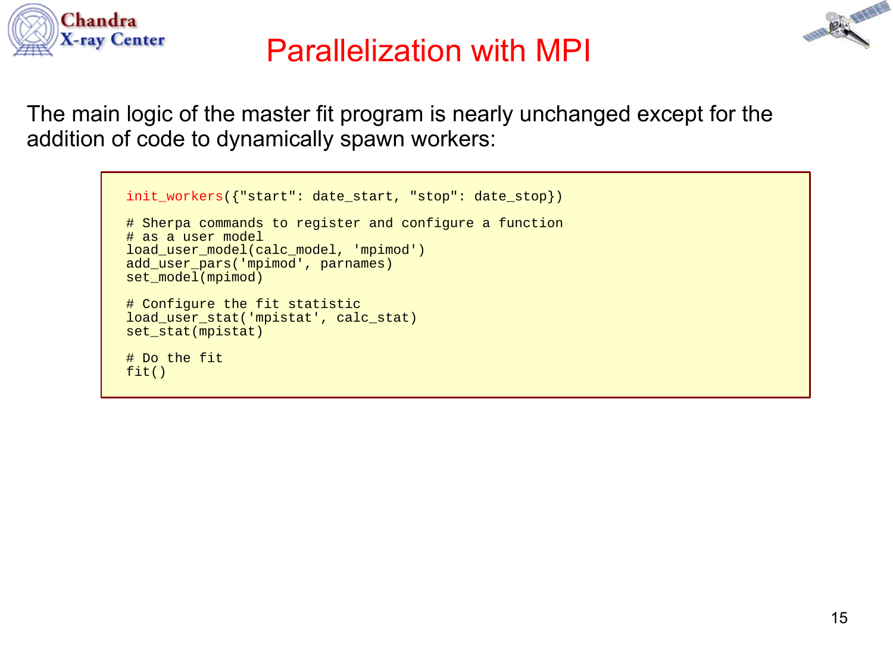# Parallelization with MPI

The main logic of the master fit program is nearly unchanged except for the addition of code to dynamically spawn workers:

```
init_workers({"start": date_start, "stop": date_stop})

# Sherpa commands to register and configure a function
# as a user model
load_user_model(calc_model, 'mpimod')
add_user_pars('mpimod', parnames)
set_model(mpimod)

# Configure the fit statistic
load_user_stat('mpistat', calc_stat)
set_stat(mpistat)

# Do the fit
fit()
```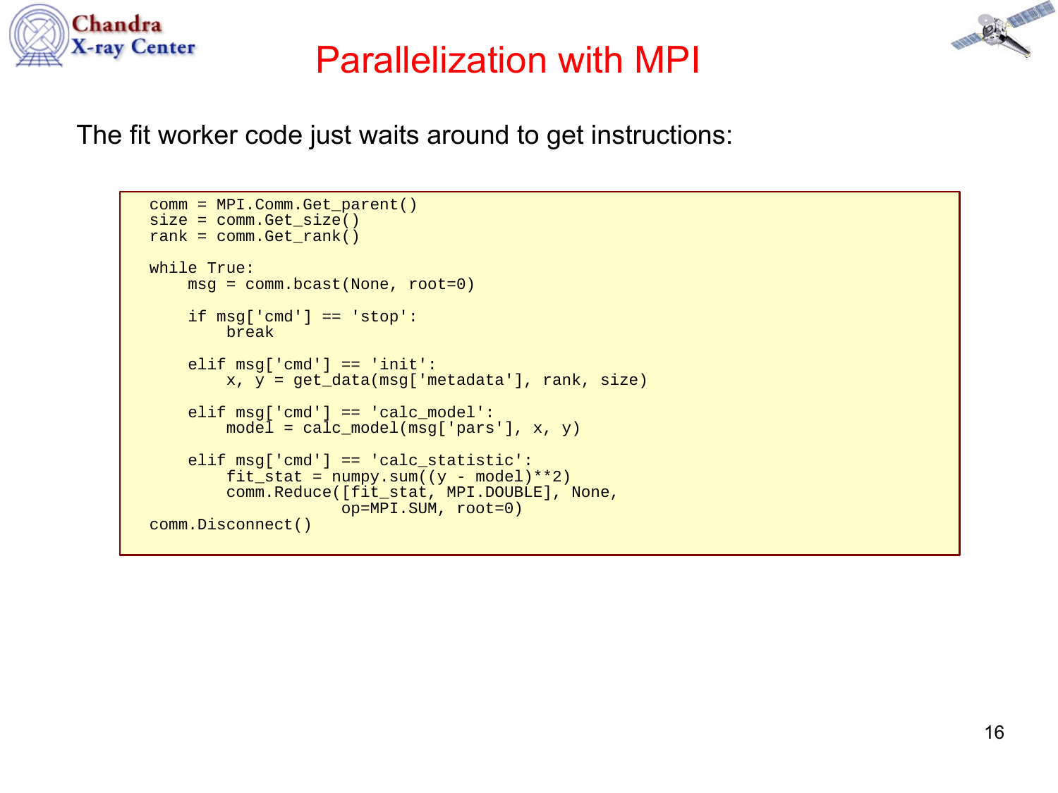# Parallelization with MPI

The fit worker code just waits around to get instructions:

```
comm = MPI.Comm.Get_parent()
size = comm.Get_size()
rank = comm.Get_rank()

while True:
    msg = comm.bcast(None, root=0)

    if msg['cmd'] == 'stop':
        break

    elif msg['cmd'] == 'init':
        x, y = get_data(msg['metadata'], rank, size)

    elif msg['cmd'] == 'calc_model':
        model = calc_model(msg['pars'], x, y)

    elif msg['cmd'] == 'calc_statistic':
        fit_stat = numpy.sum((y - model)**2)
        comm.Reduce([fit_stat, MPI.DOUBLE], None,
                    op=MPI.SUM, root=0)
comm.Disconnect()
```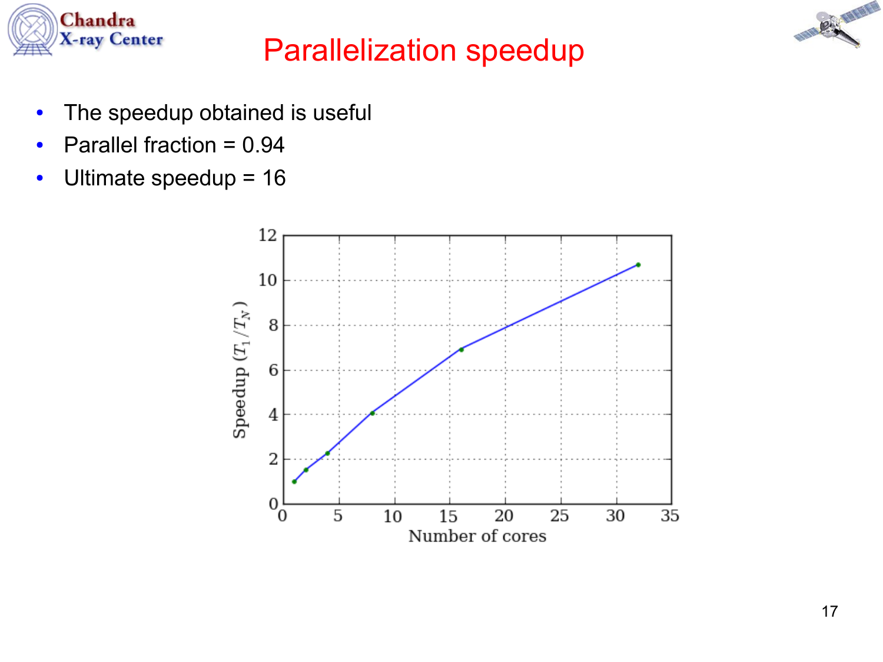# Parallelization speedup

- The speedup obtained is useful
- Parallel fraction = 0.94
- Ultimate speedup = 16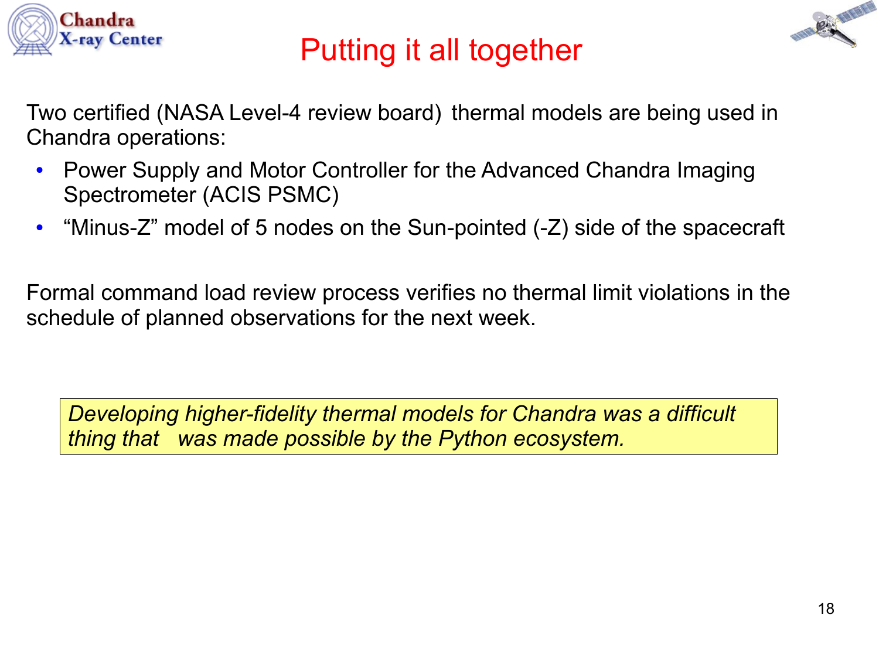# Putting it all together

Two certified (NASA Level-4 review board) thermal models are being used in Chandra operations:

- Power Supply and Motor Controller for the Advanced Chandra Imaging Spectrometer (ACIS PSMC)
- “Minus-Z” model of 5 nodes on the Sun-pointed (-Z) side of the spacecraft

Formal command load review process verifies no thermal limit violations in the schedule of planned observations for the next week.

*Developing higher-fidelity thermal models for Chandra was a difficult thing that was made possible by the Python ecosystem.*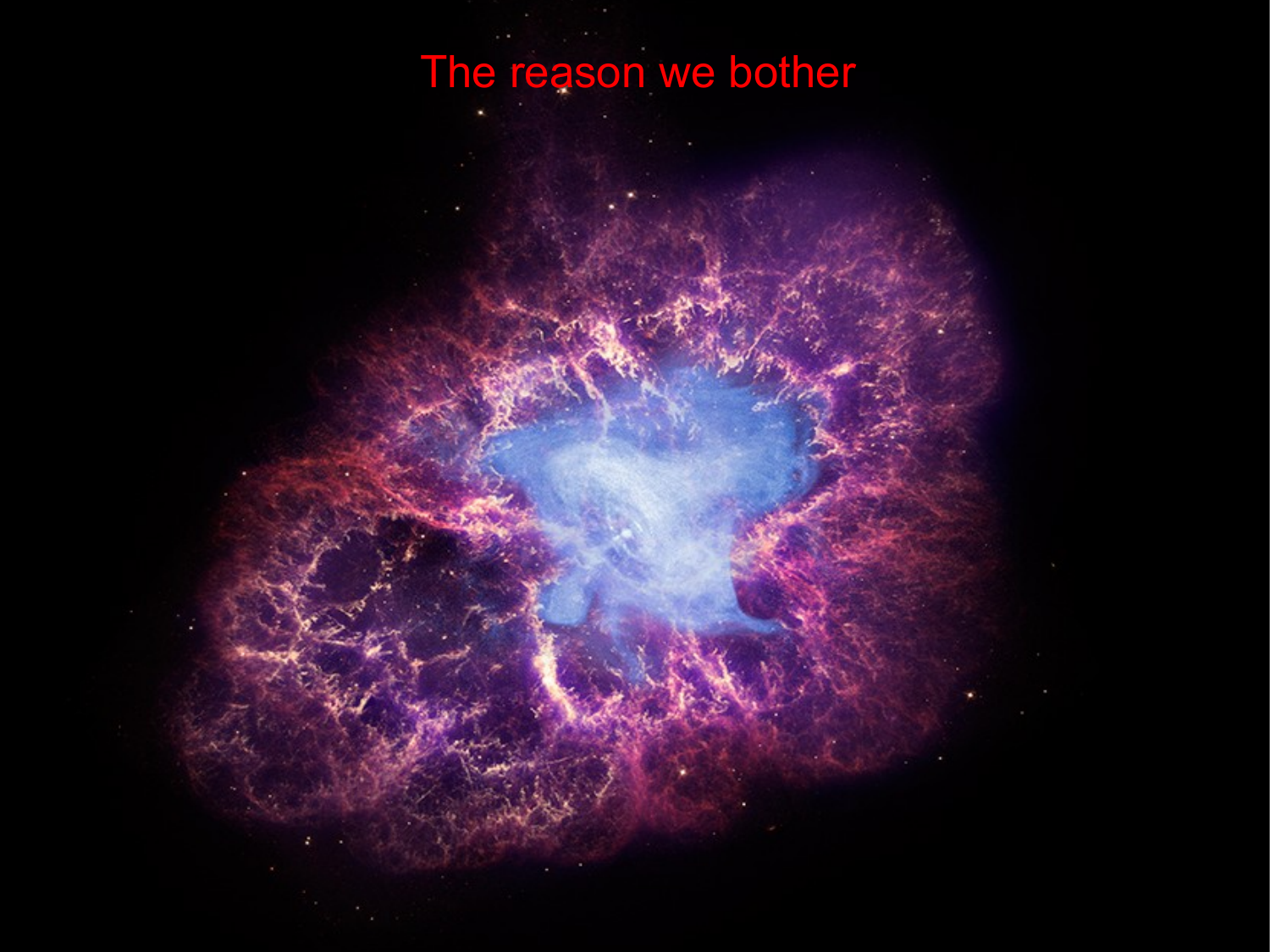The reason we bother